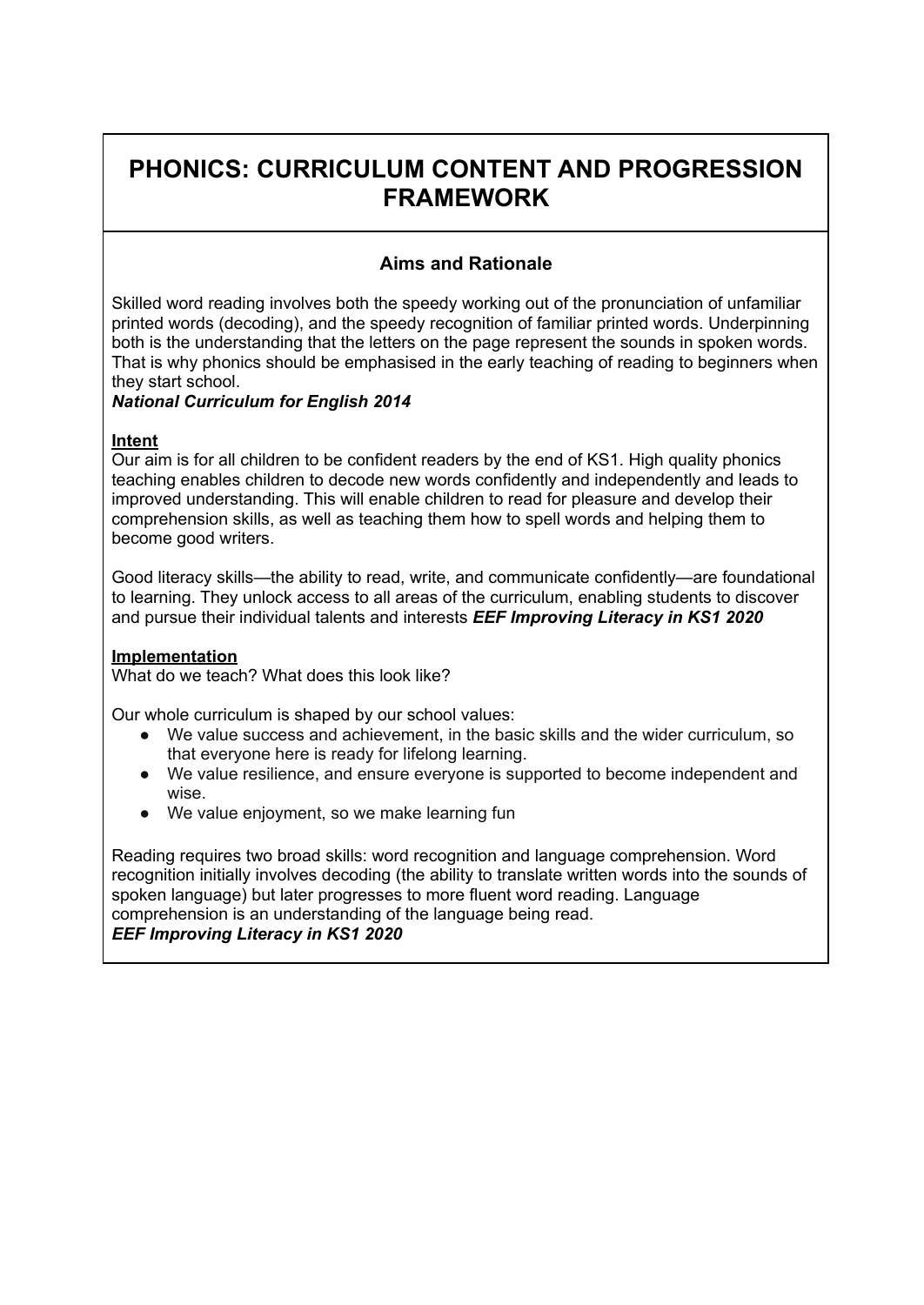# PHONICS: CURRICULUM CONTENT AND PROGRESSION FRAMEWORK

## Aims and Rationale

Skilled word reading involves both the speedy working out of the pronunciation of unfamiliar printed words (decoding), and the speedy recognition of familiar printed words. Underpinning both is the understanding that the letters on the page represent the sounds in spoken words. That is why phonics should be emphasised in the early teaching of reading to beginners when they start school.
***National Curriculum for English 2014***

**Intent**
Our aim is for all children to be confident readers by the end of KS1. High quality phonics teaching enables children to decode new words confidently and independently and leads to improved understanding. This will enable children to read for pleasure and develop their comprehension skills, as well as teaching them how to spell words and helping them to become good writers.

Good literacy skills—the ability to read, write, and communicate confidently—are foundational to learning. They unlock access to all areas of the curriculum, enabling students to discover and pursue their individual talents and interests ***EEF Improving Literacy in KS1 2020***

**Implementation**
What do we teach? What does this look like?

Our whole curriculum is shaped by our school values:

- We value success and achievement, in the basic skills and the wider curriculum, so that everyone here is ready for lifelong learning.
- We value resilience, and ensure everyone is supported to become independent and wise.
- We value enjoyment, so we make learning fun

Reading requires two broad skills: word recognition and language comprehension. Word recognition initially involves decoding (the ability to translate written words into the sounds of spoken language) but later progresses to more fluent word reading. Language comprehension is an understanding of the language being read.
***EEF Improving Literacy in KS1 2020***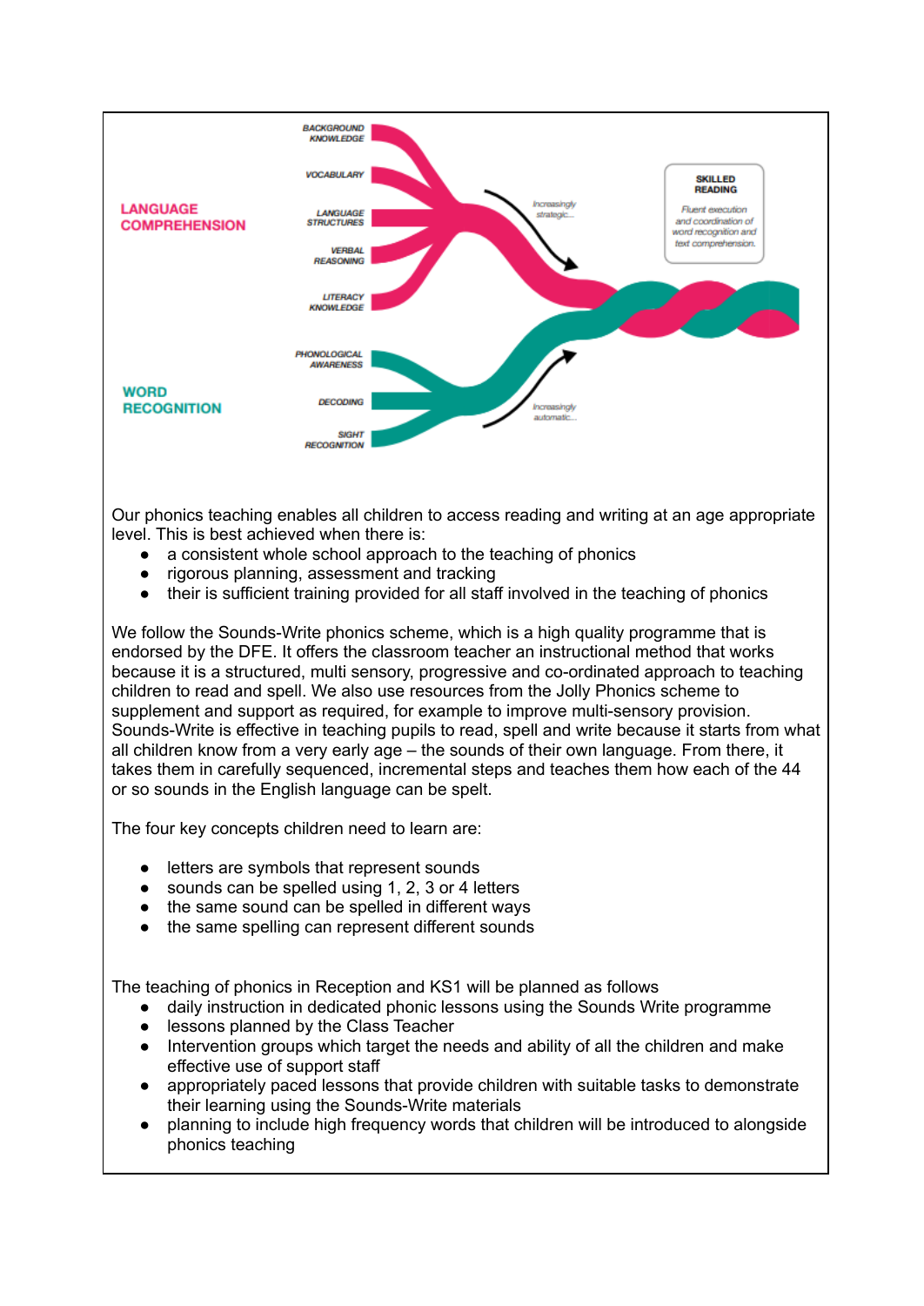LANGUAGE COMPREHENSION

BACKGROUND KNOWLEDGE

VOCABULARY

LANGUAGE STRUCTURES

VERBAL REASONING

LITERACY KNOWLEDGE

Increasingly strategic...

SKILLED READING

Fluent execution and coordination of word recognition and text comprehension.

WORD RECOGNITION

PHONOLOGICAL AWARENESS

DECODING

SIGHT RECOGNITION

Increasingly automatic...

Our phonics teaching enables all children to access reading and writing at an age appropriate level. This is best achieved when there is:

- a consistent whole school approach to the teaching of phonics
- rigorous planning, assessment and tracking
- their is sufficient training provided for all staff involved in the teaching of phonics

We follow the Sounds-Write phonics scheme, which is a high quality programme that is endorsed by the DFE. It offers the classroom teacher an instructional method that works because it is a structured, multi sensory, progressive and co-ordinated approach to teaching children to read and spell. We also use resources from the Jolly Phonics scheme to supplement and support as required, for example to improve multi-sensory provision. Sounds-Write is effective in teaching pupils to read, spell and write because it starts from what all children know from a very early age – the sounds of their own language. From there, it takes them in carefully sequenced, incremental steps and teaches them how each of the 44 or so sounds in the English language can be spelt.

The four key concepts children need to learn are:

- letters are symbols that represent sounds
- sounds can be spelled using 1, 2, 3 or 4 letters
- the same sound can be spelled in different ways
- the same spelling can represent different sounds

The teaching of phonics in Reception and KS1 will be planned as follows

- daily instruction in dedicated phonic lessons using the Sounds Write programme
- lessons planned by the Class Teacher
- Intervention groups which target the needs and ability of all the children and make effective use of support staff
- appropriately paced lessons that provide children with suitable tasks to demonstrate their learning using the Sounds-Write materials
- planning to include high frequency words that children will be introduced to alongside phonics teaching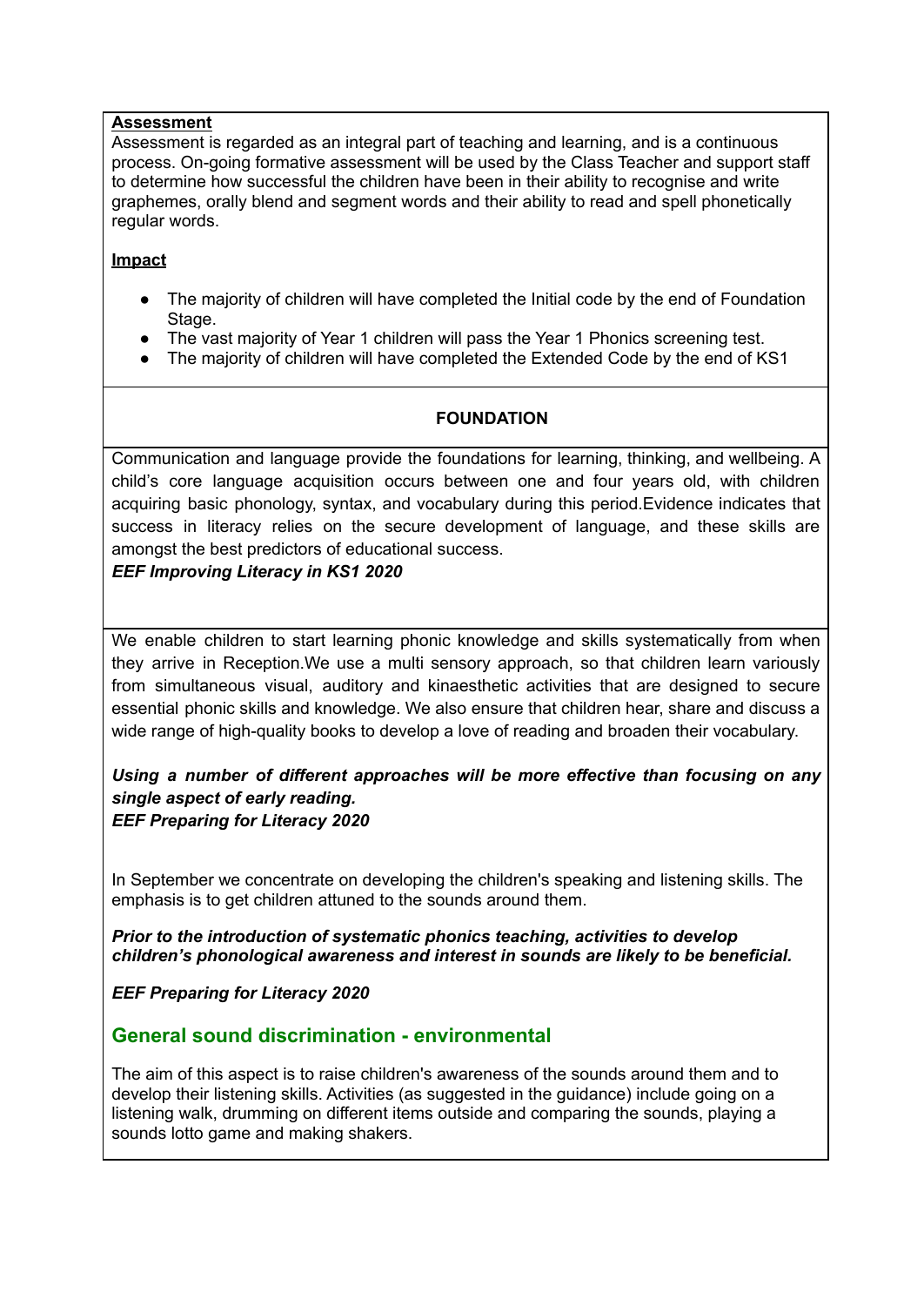**Assessment**

Assessment is regarded as an integral part of teaching and learning, and is a continuous process. On-going formative assessment will be used by the Class Teacher and support staff to determine how successful the children have been in their ability to recognise and write graphemes, orally blend and segment words and their ability to read and spell phonetically regular words.

**Impact**

- The majority of children will have completed the Initial code by the end of Foundation Stage.
- The vast majority of Year 1 children will pass the Year 1 Phonics screening test.
- The majority of children will have completed the Extended Code by the end of KS1

**FOUNDATION**

Communication and language provide the foundations for learning, thinking, and wellbeing. A child's core language acquisition occurs between one and four years old, with children acquiring basic phonology, syntax, and vocabulary during this period.Evidence indicates that success in literacy relies on the secure development of language, and these skills are amongst the best predictors of educational success.

***EEF Improving Literacy in KS1 2020***

We enable children to start learning phonic knowledge and skills systematically from when they arrive in Reception.We use a multi sensory approach, so that children learn variously from simultaneous visual, auditory and kinaesthetic activities that are designed to secure essential phonic skills and knowledge. We also ensure that children hear, share and discuss a wide range of high-quality books to develop a love of reading and broaden their vocabulary.

***Using a number of different approaches will be more effective than focusing on any single aspect of early reading.***
***EEF Preparing for Literacy 2020***

In September we concentrate on developing the children's speaking and listening skills. The emphasis is to get children attuned to the sounds around them.

***Prior to the introduction of systematic phonics teaching, activities to develop children's phonological awareness and interest in sounds are likely to be beneficial.***

***EEF Preparing for Literacy 2020***

## General sound discrimination - environmental

The aim of this aspect is to raise children's awareness of the sounds around them and to develop their listening skills. Activities (as suggested in the guidance) include going on a listening walk, drumming on different items outside and comparing the sounds, playing a sounds lotto game and making shakers.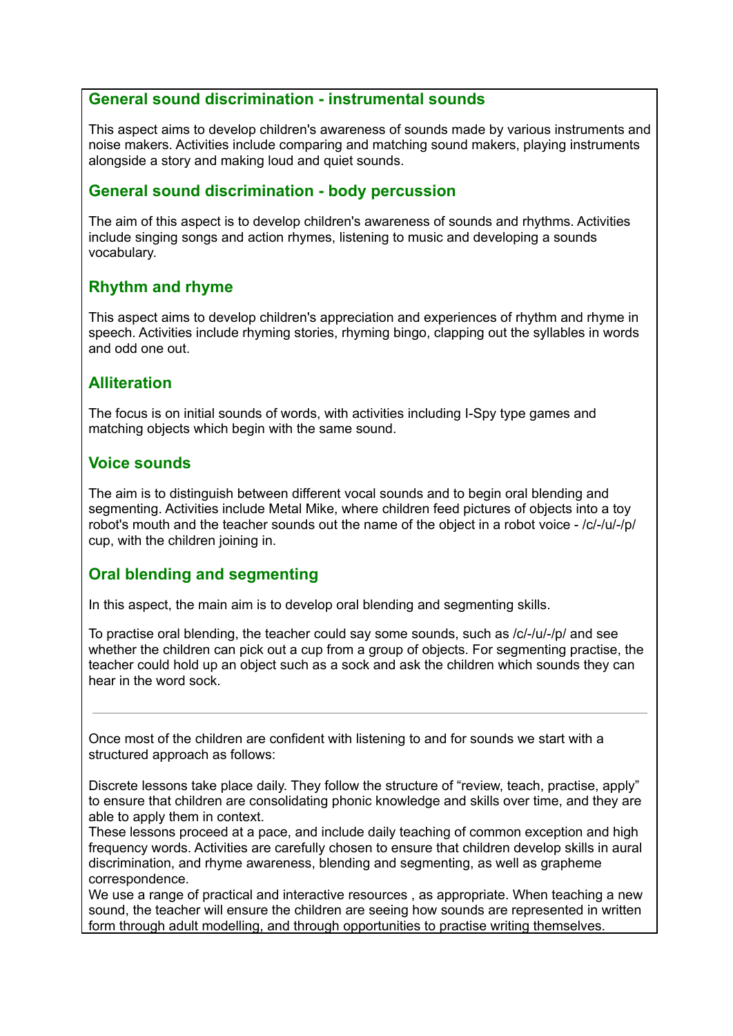## General sound discrimination - instrumental sounds

This aspect aims to develop children's awareness of sounds made by various instruments and noise makers. Activities include comparing and matching sound makers, playing instruments alongside a story and making loud and quiet sounds.

## General sound discrimination - body percussion

The aim of this aspect is to develop children's awareness of sounds and rhythms. Activities include singing songs and action rhymes, listening to music and developing a sounds vocabulary.

## Rhythm and rhyme

This aspect aims to develop children's appreciation and experiences of rhythm and rhyme in speech. Activities include rhyming stories, rhyming bingo, clapping out the syllables in words and odd one out.

## Alliteration

The focus is on initial sounds of words, with activities including I-Spy type games and matching objects which begin with the same sound.

## Voice sounds

The aim is to distinguish between different vocal sounds and to begin oral blending and segmenting. Activities include Metal Mike, where children feed pictures of objects into a toy robot's mouth and the teacher sounds out the name of the object in a robot voice - /c/-/u/-/p/ cup, with the children joining in.

## Oral blending and segmenting

In this aspect, the main aim is to develop oral blending and segmenting skills.

To practise oral blending, the teacher could say some sounds, such as /c/-/u/-/p/ and see whether the children can pick out a cup from a group of objects. For segmenting practise, the teacher could hold up an object such as a sock and ask the children which sounds they can hear in the word sock.

---

Once most of the children are confident with listening to and for sounds we start with a structured approach as follows:

Discrete lessons take place daily. They follow the structure of “review, teach, practise, apply” to ensure that children are consolidating phonic knowledge and skills over time, and they are able to apply them in context.
These lessons proceed at a pace, and include daily teaching of common exception and high frequency words. Activities are carefully chosen to ensure that children develop skills in aural discrimination, and rhyme awareness, blending and segmenting, as well as grapheme correspondence.
We use a range of practical and interactive resources , as appropriate. When teaching a new sound, the teacher will ensure the children are seeing how sounds are represented in written form through adult modelling, and through opportunities to practise writing themselves.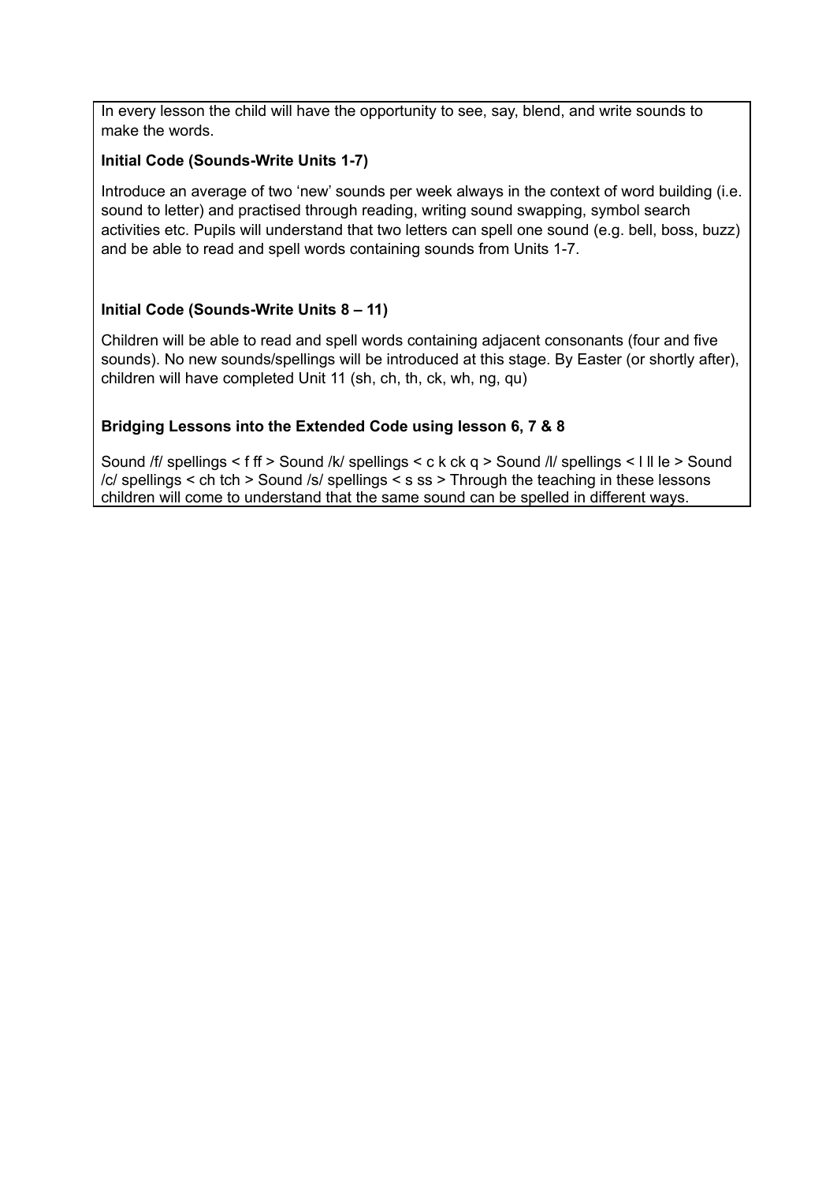In every lesson the child will have the opportunity to see, say, blend, and write sounds to make the words.

**Initial Code (Sounds-Write Units 1-7)**

Introduce an average of two 'new' sounds per week always in the context of word building (i.e. sound to letter) and practised through reading, writing sound swapping, symbol search activities etc. Pupils will understand that two letters can spell one sound (e.g. bell, boss, buzz) and be able to read and spell words containing sounds from Units 1-7.

**Initial Code (Sounds-Write Units 8 – 11)**

Children will be able to read and spell words containing adjacent consonants (four and five sounds). No new sounds/spellings will be introduced at this stage. By Easter (or shortly after), children will have completed Unit 11 (sh, ch, th, ck, wh, ng, qu)

**Bridging Lessons into the Extended Code using lesson 6, 7 & 8**

Sound /f/ spellings < f ff > Sound /k/ spellings < c k ck q > Sound /l/ spellings < l ll le > Sound /c/ spellings < ch tch > Sound /s/ spellings < s ss > Through the teaching in these lessons children will come to understand that the same sound can be spelled in different ways.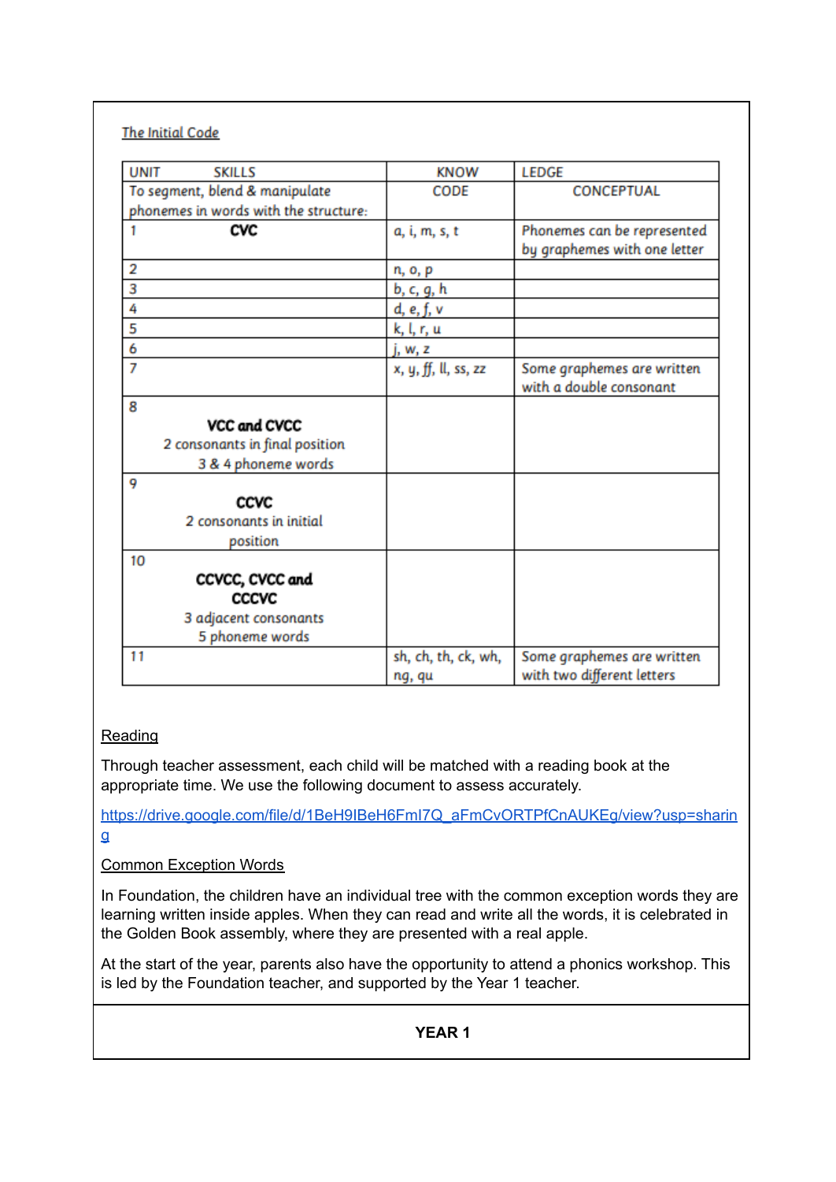The Initial Code

| UNIT SKILLS | KNOW | LEDGE |
|---|---|---|
| To segment, blend & manipulate phonemes in words with the structure: | CODE | CONCEPTUAL |
| 1 **CVC** | a, i, m, s, t | Phonemes can be represented by graphemes with one letter |
| 2 | n, o, p | |
| 3 | b, c, g, h | |
| 4 | d, e, f, v | |
| 5 | k, l, r, u | |
| 6 | j, w, z | |
| 7 | x, y, ff, ll, ss, zz | Some graphemes are written with a double consonant |
| 8 **VCC and CVCC** 2 consonants in final position 3 & 4 phoneme words | | |
| 9 **CCVC** 2 consonants in initial position | | |
| 10 **CCVCC, CVCC and CCCVC** 3 adjacent consonants 5 phoneme words | | |
| 11 | sh, ch, th, ck, wh, ng, qu | Some graphemes are written with two different letters |

Reading

Through teacher assessment, each child will be matched with a reading book at the appropriate time. We use the following document to assess accurately.

https://drive.google.com/file/d/1BeH9IBeH6FmI7Q_aFmCvORTPfCnAUKEg/view?usp=sharing

Common Exception Words

In Foundation, the children have an individual tree with the common exception words they are learning written inside apples. When they can read and write all the words, it is celebrated in the Golden Book assembly, where they are presented with a real apple.

At the start of the year, parents also have the opportunity to attend a phonics workshop. This is led by the Foundation teacher, and supported by the Year 1 teacher.

**YEAR 1**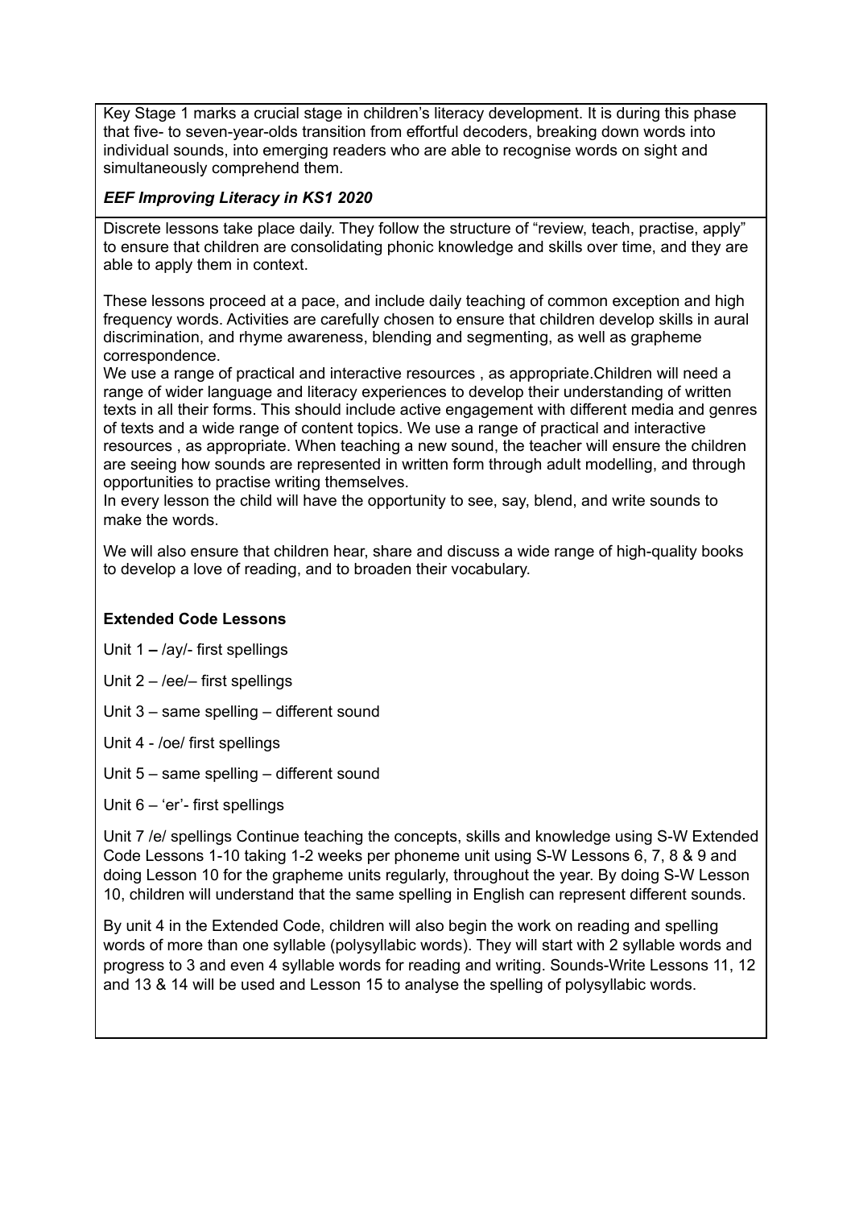Key Stage 1 marks a crucial stage in children's literacy development. It is during this phase that five- to seven-year-olds transition from effortful decoders, breaking down words into individual sounds, into emerging readers who are able to recognise words on sight and simultaneously comprehend them.

***EEF Improving Literacy in KS1 2020***

Discrete lessons take place daily. They follow the structure of "review, teach, practise, apply" to ensure that children are consolidating phonic knowledge and skills over time, and they are able to apply them in context.

These lessons proceed at a pace, and include daily teaching of common exception and high frequency words. Activities are carefully chosen to ensure that children develop skills in aural discrimination, and rhyme awareness, blending and segmenting, as well as grapheme correspondence.

We use a range of practical and interactive resources , as appropriate.Children will need a range of wider language and literacy experiences to develop their understanding of written texts in all their forms. This should include active engagement with different media and genres of texts and a wide range of content topics. We use a range of practical and interactive resources , as appropriate. When teaching a new sound, the teacher will ensure the children are seeing how sounds are represented in written form through adult modelling, and through opportunities to practise writing themselves.

In every lesson the child will have the opportunity to see, say, blend, and write sounds to make the words.

We will also ensure that children hear, share and discuss a wide range of high-quality books to develop a love of reading, and to broaden their vocabulary.

**Extended Code Lessons**

Unit 1 **–** /ay/- first spellings

Unit 2 – /ee/– first spellings

Unit 3 – same spelling – different sound

Unit 4 - /oe/ first spellings

Unit 5 – same spelling – different sound

Unit 6 – 'er'- first spellings

Unit 7 /e/ spellings Continue teaching the concepts, skills and knowledge using S-W Extended Code Lessons 1-10 taking 1-2 weeks per phoneme unit using S-W Lessons 6, 7, 8 & 9 and doing Lesson 10 for the grapheme units regularly, throughout the year. By doing S-W Lesson 10, children will understand that the same spelling in English can represent different sounds.

By unit 4 in the Extended Code, children will also begin the work on reading and spelling words of more than one syllable (polysyllabic words). They will start with 2 syllable words and progress to 3 and even 4 syllable words for reading and writing. Sounds-Write Lessons 11, 12 and 13 & 14 will be used and Lesson 15 to analyse the spelling of polysyllabic words.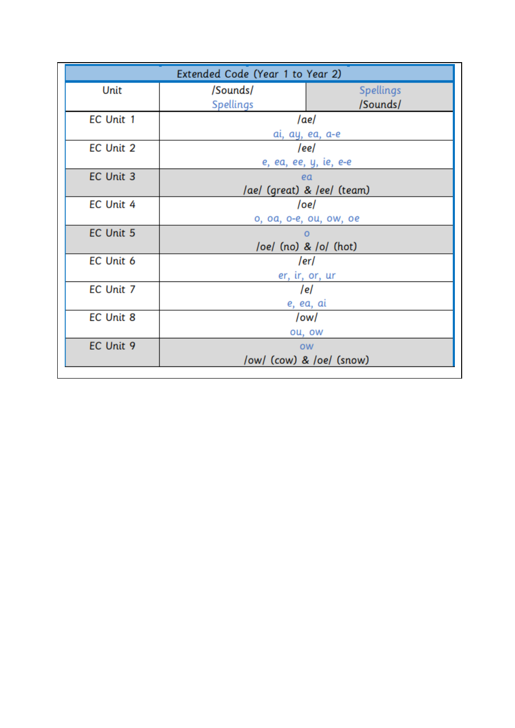| Extended Code (Year 1 to Year 2) | | |
|---|---|---|
| Unit | /Sounds/<br>Spellings | Spellings<br>/Sounds/ |
| EC Unit 1 | /ae/<br>ai, ay, ea, a-e | |
| EC Unit 2 | /ee/<br>e, ea, ee, y, ie, e-e | |
| EC Unit 3 | | ea<br>/ae/ (great) & /ee/ (team) |
| EC Unit 4 | /oe/<br>o, oa, o-e, ou, ow, oe | |
| EC Unit 5 | | o<br>/oe/ (no) & /o/ (hot) |
| EC Unit 6 | /er/<br>er, ir, or, ur | |
| EC Unit 7 | /e/<br>e, ea, ai | |
| EC Unit 8 | /ow/<br>ou, ow | |
| EC Unit 9 | | ow<br>/ow/ (cow) & /oe/ (snow) |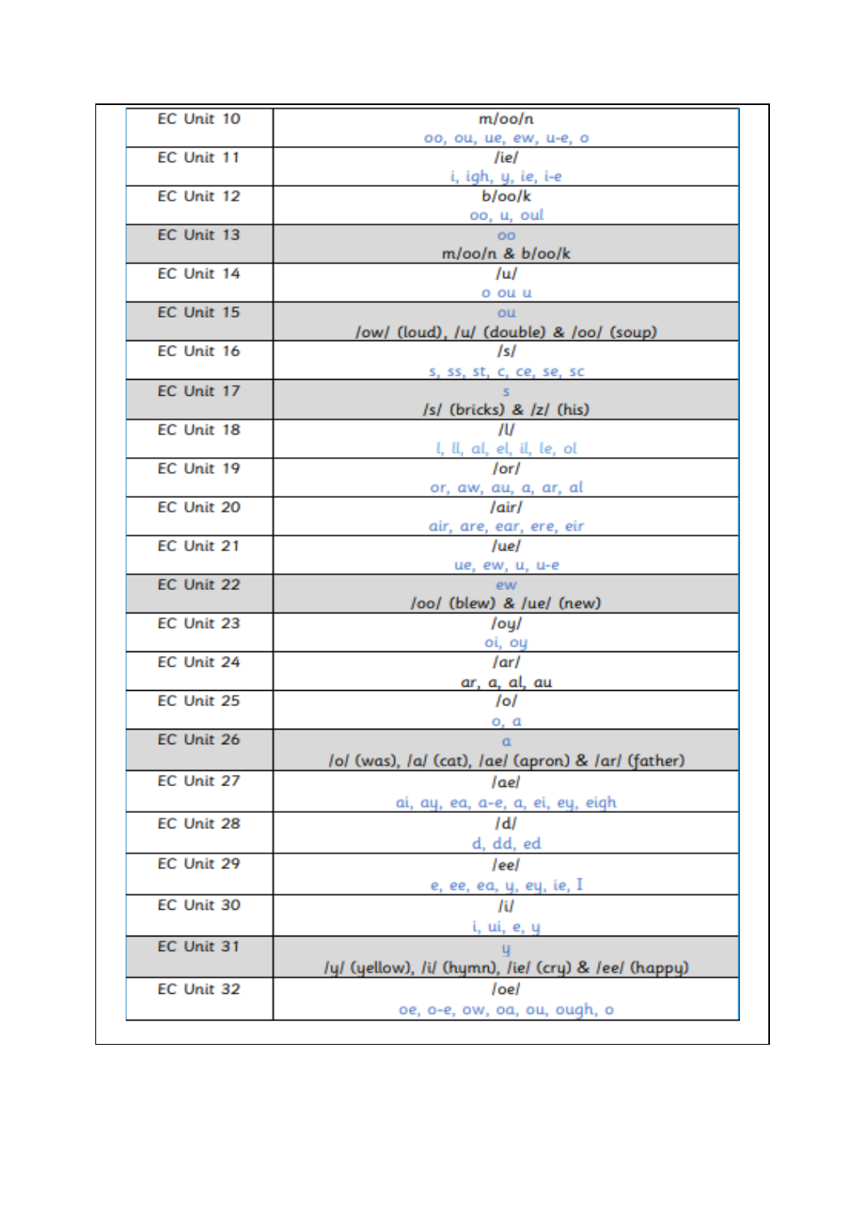| EC Unit 10 | m/oo/n<br>oo, ou, ue, ew, u-e, o |
|---|---|
| EC Unit 11 | /ie/<br>i, igh, y, ie, i-e |
| EC Unit 12 | b/oo/k<br>oo, u, oul |
| EC Unit 13 | oo<br>m/oo/n & b/oo/k |
| EC Unit 14 | /u/<br>o ou u |
| EC Unit 15 | ou<br>/ow/ (loud), /u/ (double) & /oo/ (soup) |
| EC Unit 16 | /s/<br>s, ss, st, c, ce, se, sc |
| EC Unit 17 | s<br>/s/ (bricks) & /z/ (his) |
| EC Unit 18 | /l/<br>l, ll, al, el, il, le, ol |
| EC Unit 19 | /or/<br>or, aw, au, a, ar, al |
| EC Unit 20 | /air/<br>air, are, ear, ere, eir |
| EC Unit 21 | /ue/<br>ue, ew, u, u-e |
| EC Unit 22 | ew<br>/oo/ (blew) & /ue/ (new) |
| EC Unit 23 | /oy/<br>oi, oy |
| EC Unit 24 | /ar/<br>ar, a, al, au |
| EC Unit 25 | /o/<br>o, a |
| EC Unit 26 | a<br>/o/ (was), /a/ (cat), /ae/ (apron) & /ar/ (father) |
| EC Unit 27 | /ae/<br>ai, ay, ea, a-e, a, ei, ey, eigh |
| EC Unit 28 | /d/<br>d, dd, ed |
| EC Unit 29 | /ee/<br>e, ee, ea, y, ey, ie, I |
| EC Unit 30 | /i/<br>i, ui, e, y |
| EC Unit 31 | y<br>/y/ (yellow), /i/ (hymn), /ie/ (cry) & /ee/ (happy) |
| EC Unit 32 | /oe/<br>oe, o-e, ow, oa, ou, ough, o |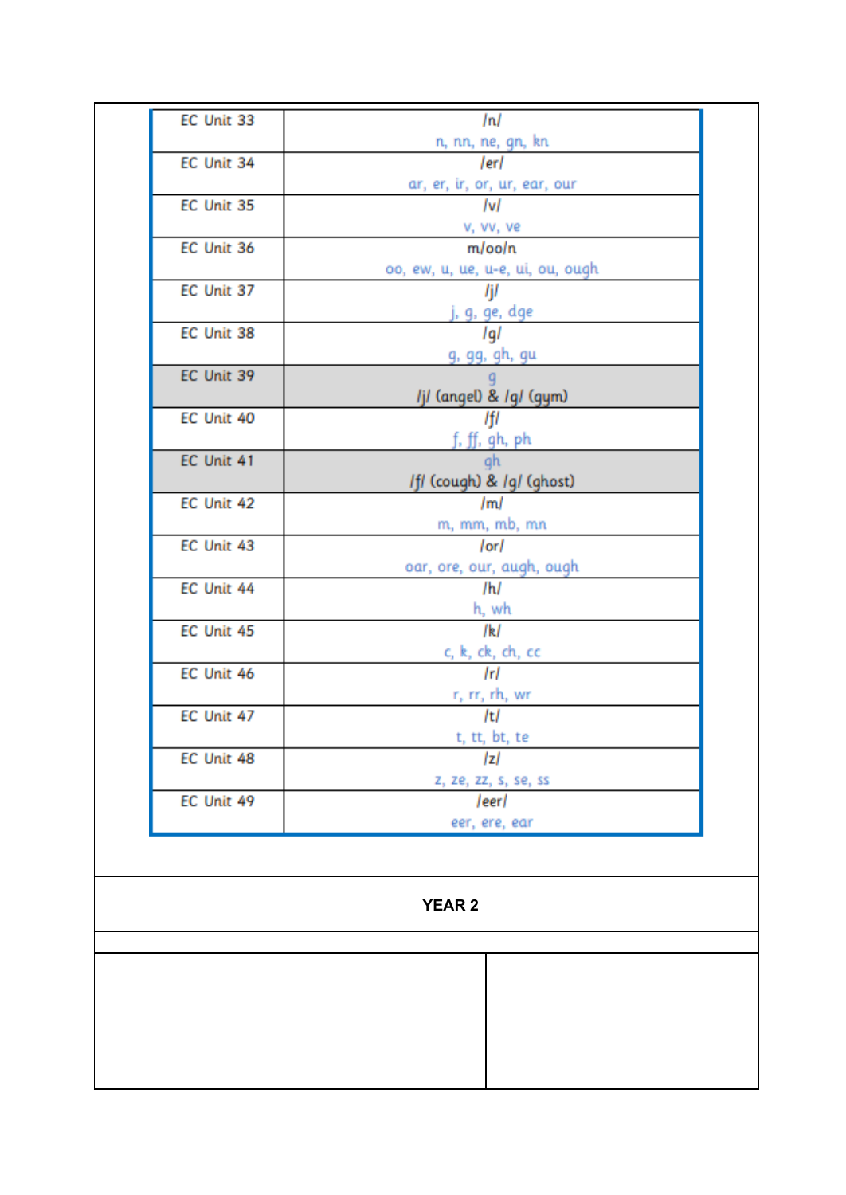| | |
|---|---|
| EC Unit 33 | /n/<br>n, nn, ne, gn, kn |
| EC Unit 34 | /er/<br>ar, er, ir, or, ur, ear, our |
| EC Unit 35 | /v/<br>v, vv, ve |
| EC Unit 36 | m/oo/n<br>oo, ew, u, ue, u-e, ui, ou, ough |
| EC Unit 37 | /j/<br>j, g, ge, dge |
| EC Unit 38 | /g/<br>g, gg, gh, gu |
| EC Unit 39 | g<br>/j/ (angel) & /g/ (gym) |
| EC Unit 40 | /f/<br>f, ff, gh, ph |
| EC Unit 41 | gh<br>/f/ (cough) & /g/ (ghost) |
| EC Unit 42 | /m/<br>m, mm, mb, mn |
| EC Unit 43 | /or/<br>oar, ore, our, augh, ough |
| EC Unit 44 | /h/<br>h, wh |
| EC Unit 45 | /k/<br>c, k, ck, ch, cc |
| EC Unit 46 | /r/<br>r, rr, rh, wr |
| EC Unit 47 | /t/<br>t, tt, bt, te |
| EC Unit 48 | /z/<br>z, ze, zz, s, se, ss |
| EC Unit 49 | /eer/<br>eer, ere, ear |

**YEAR 2**